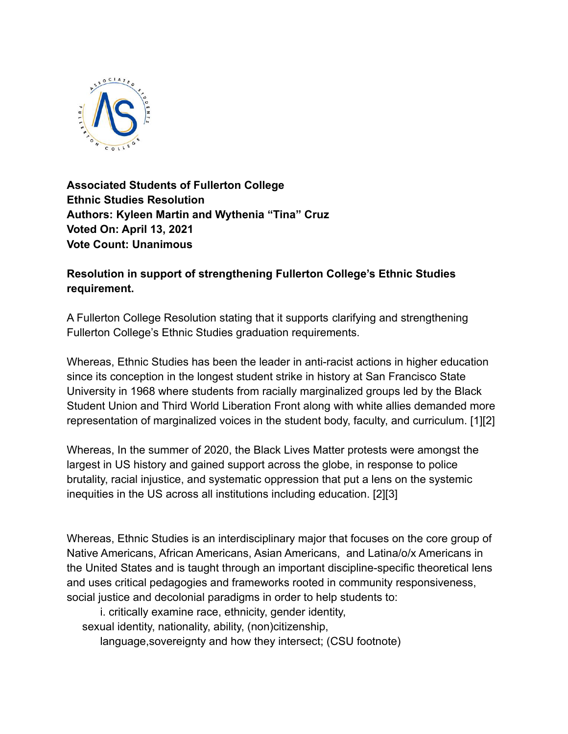**Associated Students of Fullerton College**
**Ethnic Studies Resolution**
**Authors: Kyleen Martin and Wythenia "Tina" Cruz**
**Voted On: April 13, 2021**
**Vote Count: Unanimous**

**Resolution in support of strengthening Fullerton College's Ethnic Studies requirement.**

A Fullerton College Resolution stating that it supports clarifying and strengthening Fullerton College's Ethnic Studies graduation requirements.

Whereas, Ethnic Studies has been the leader in anti-racist actions in higher education since its conception in the longest student strike in history at San Francisco State University in 1968 where students from racially marginalized groups led by the Black Student Union and Third World Liberation Front along with white allies demanded more representation of marginalized voices in the student body, faculty, and curriculum. [1][2]

Whereas, In the summer of 2020, the Black Lives Matter protests were amongst the largest in US history and gained support across the globe, in response to police brutality, racial injustice, and systematic oppression that put a lens on the systemic inequities in the US across all institutions including education. [2][3]

Whereas, Ethnic Studies is an interdisciplinary major that focuses on the core group of Native Americans, African Americans, Asian Americans, and Latina/o/x Americans in the United States and is taught through an important discipline-specific theoretical lens and uses critical pedagogies and frameworks rooted in community responsiveness, social justice and decolonial paradigms in order to help students to:

i. critically examine race, ethnicity, gender identity, sexual identity, nationality, ability, (non)citizenship, language,sovereignty and how they intersect; (CSU footnote)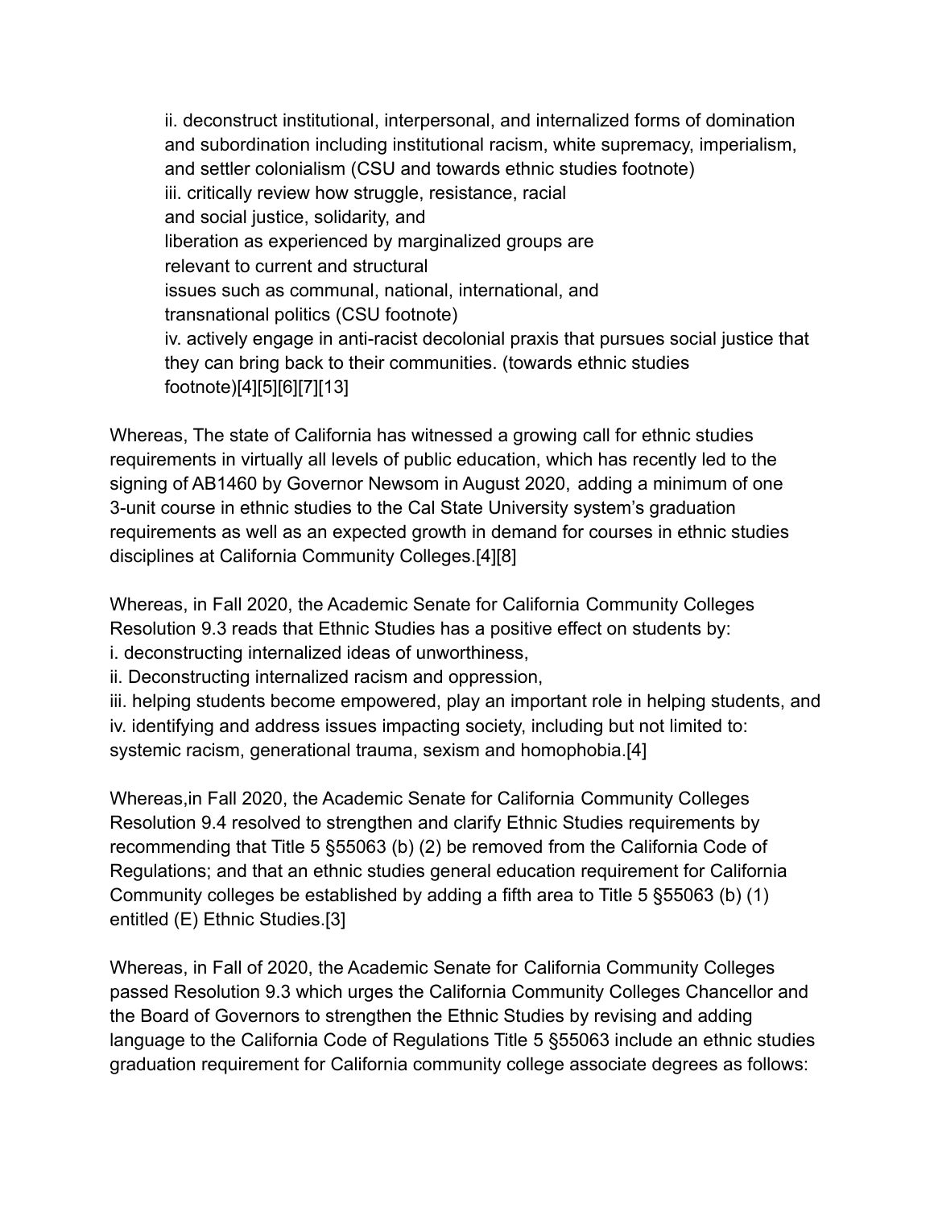ii. deconstruct institutional, interpersonal, and internalized forms of domination and subordination including institutional racism, white supremacy, imperialism, and settler colonialism (CSU and towards ethnic studies footnote)
iii. critically review how struggle, resistance, racial and social justice, solidarity, and liberation as experienced by marginalized groups are relevant to current and structural issues such as communal, national, international, and transnational politics (CSU footnote)
iv. actively engage in anti-racist decolonial praxis that pursues social justice that they can bring back to their communities. (towards ethnic studies footnote)[4][5][6][7][13]

Whereas, The state of California has witnessed a growing call for ethnic studies requirements in virtually all levels of public education, which has recently led to the signing of AB1460 by Governor Newsom in August 2020, adding a minimum of one 3-unit course in ethnic studies to the Cal State University system's graduation requirements as well as an expected growth in demand for courses in ethnic studies disciplines at California Community Colleges.[4][8]

Whereas, in Fall 2020, the Academic Senate for California Community Colleges Resolution 9.3 reads that Ethnic Studies has a positive effect on students by:
i. deconstructing internalized ideas of unworthiness,
ii. Deconstructing internalized racism and oppression,
iii. helping students become empowered, play an important role in helping students, and
iv. identifying and address issues impacting society, including but not limited to: systemic racism, generational trauma, sexism and homophobia.[4]

Whereas,in Fall 2020, the Academic Senate for California Community Colleges Resolution 9.4 resolved to strengthen and clarify Ethnic Studies requirements by recommending that Title 5 §55063 (b) (2) be removed from the California Code of Regulations; and that an ethnic studies general education requirement for California Community colleges be established by adding a fifth area to Title 5 §55063 (b) (1) entitled (E) Ethnic Studies.[3]

Whereas, in Fall of 2020, the Academic Senate for California Community Colleges passed Resolution 9.3 which urges the California Community Colleges Chancellor and the Board of Governors to strengthen the Ethnic Studies by revising and adding language to the California Code of Regulations Title 5 §55063 include an ethnic studies graduation requirement for California community college associate degrees as follows: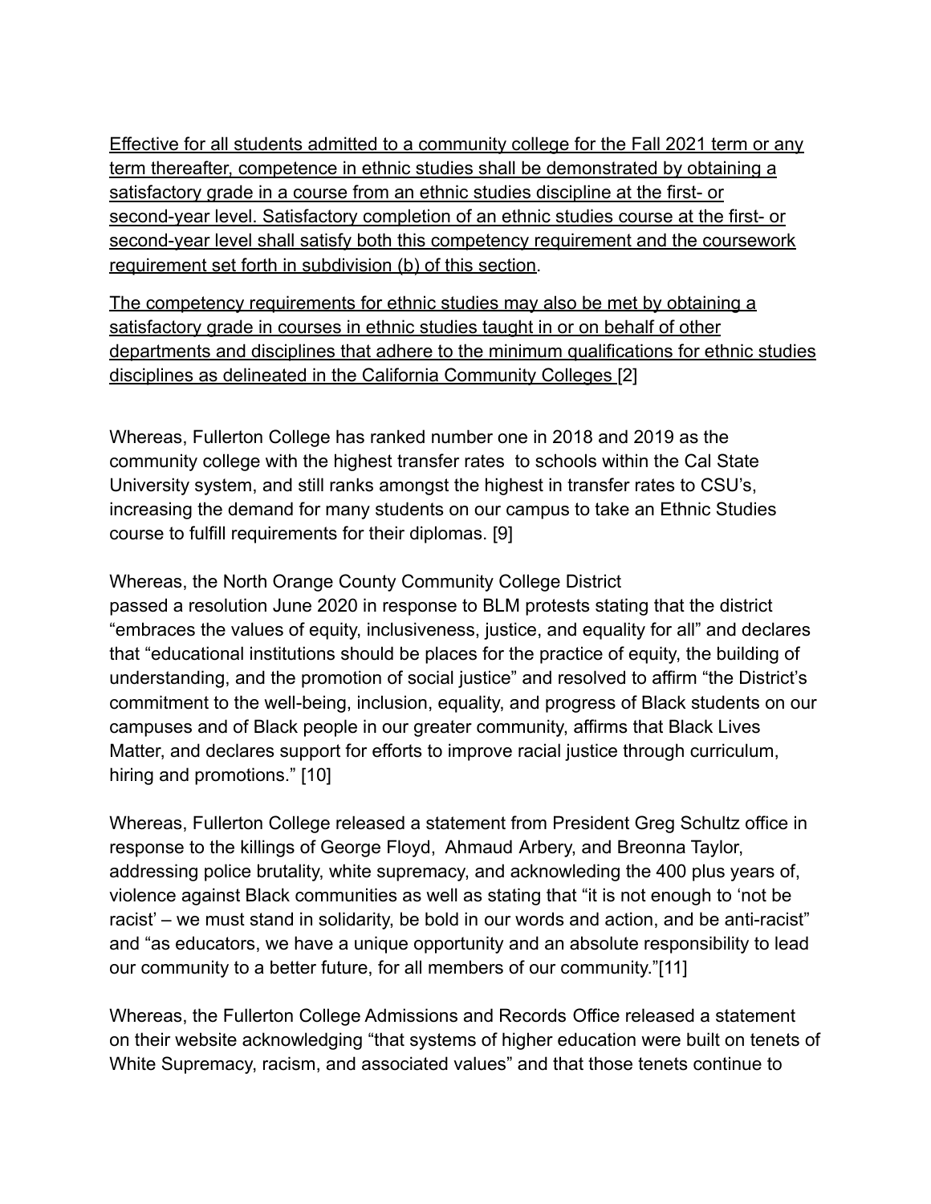<u>Effective for all students admitted to a community college for the Fall 2021 term or any term thereafter, competence in ethnic studies shall be demonstrated by obtaining a satisfactory grade in a course from an ethnic studies discipline at the first- or second-year level. Satisfactory completion of an ethnic studies course at the first- or second-year level shall satisfy both this competency requirement and the coursework requirement set forth in subdivision (b) of this section</u>.

<u>The competency requirements for ethnic studies may also be met by obtaining a satisfactory grade in courses in ethnic studies taught in or on behalf of other departments and disciplines that adhere to the minimum qualifications for ethnic studies disciplines as delineated in the California Community Colleges</u> [2]

Whereas, Fullerton College has ranked number one in 2018 and 2019 as the community college with the highest transfer rates to schools within the Cal State University system, and still ranks amongst the highest in transfer rates to CSU's, increasing the demand for many students on our campus to take an Ethnic Studies course to fulfill requirements for their diplomas. [9]

Whereas, the North Orange County Community College District passed a resolution June 2020 in response to BLM protests stating that the district "embraces the values of equity, inclusiveness, justice, and equality for all" and declares that "educational institutions should be places for the practice of equity, the building of understanding, and the promotion of social justice" and resolved to affirm "the District's commitment to the well-being, inclusion, equality, and progress of Black students on our campuses and of Black people in our greater community, affirms that Black Lives Matter, and declares support for efforts to improve racial justice through curriculum, hiring and promotions." [10]

Whereas, Fullerton College released a statement from President Greg Schultz office in response to the killings of George Floyd, Ahmaud Arbery, and Breonna Taylor, addressing police brutality, white supremacy, and acknowleding the 400 plus years of, violence against Black communities as well as stating that "it is not enough to 'not be racist' – we must stand in solidarity, be bold in our words and action, and be anti-racist" and "as educators, we have a unique opportunity and an absolute responsibility to lead our community to a better future, for all members of our community."[11]

Whereas, the Fullerton College Admissions and Records Office released a statement on their website acknowledging "that systems of higher education were built on tenets of White Supremacy, racism, and associated values" and that those tenets continue to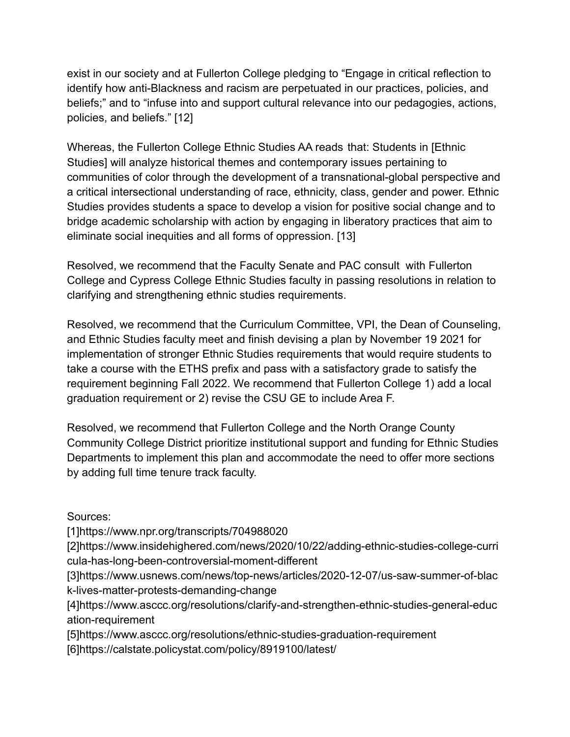exist in our society and at Fullerton College pledging to "Engage in critical reflection to identify how anti-Blackness and racism are perpetuated in our practices, policies, and beliefs;" and to "infuse into and support cultural relevance into our pedagogies, actions, policies, and beliefs." [12]

Whereas, the Fullerton College Ethnic Studies AA reads that: Students in [Ethnic Studies] will analyze historical themes and contemporary issues pertaining to communities of color through the development of a transnational-global perspective and a critical intersectional understanding of race, ethnicity, class, gender and power. Ethnic Studies provides students a space to develop a vision for positive social change and to bridge academic scholarship with action by engaging in liberatory practices that aim to eliminate social inequities and all forms of oppression. [13]

Resolved, we recommend that the Faculty Senate and PAC consult with Fullerton College and Cypress College Ethnic Studies faculty in passing resolutions in relation to clarifying and strengthening ethnic studies requirements.

Resolved, we recommend that the Curriculum Committee, VPI, the Dean of Counseling, and Ethnic Studies faculty meet and finish devising a plan by November 19 2021 for implementation of stronger Ethnic Studies requirements that would require students to take a course with the ETHS prefix and pass with a satisfactory grade to satisfy the requirement beginning Fall 2022. We recommend that Fullerton College 1) add a local graduation requirement or 2) revise the CSU GE to include Area F.

Resolved, we recommend that Fullerton College and the North Orange County Community College District prioritize institutional support and funding for Ethnic Studies Departments to implement this plan and accommodate the need to offer more sections by adding full time tenure track faculty.

Sources:

[1]https://www.npr.org/transcripts/704988020

[2]https://www.insidehighered.com/news/2020/10/22/adding-ethnic-studies-college-curricula-has-long-been-controversial-moment-different

[3]https://www.usnews.com/news/top-news/articles/2020-12-07/us-saw-summer-of-black-lives-matter-protests-demanding-change

[4]https://www.asccc.org/resolutions/clarify-and-strengthen-ethnic-studies-general-education-requirement

[5]https://www.asccc.org/resolutions/ethnic-studies-graduation-requirement

[6]https://calstate.policystat.com/policy/8919100/latest/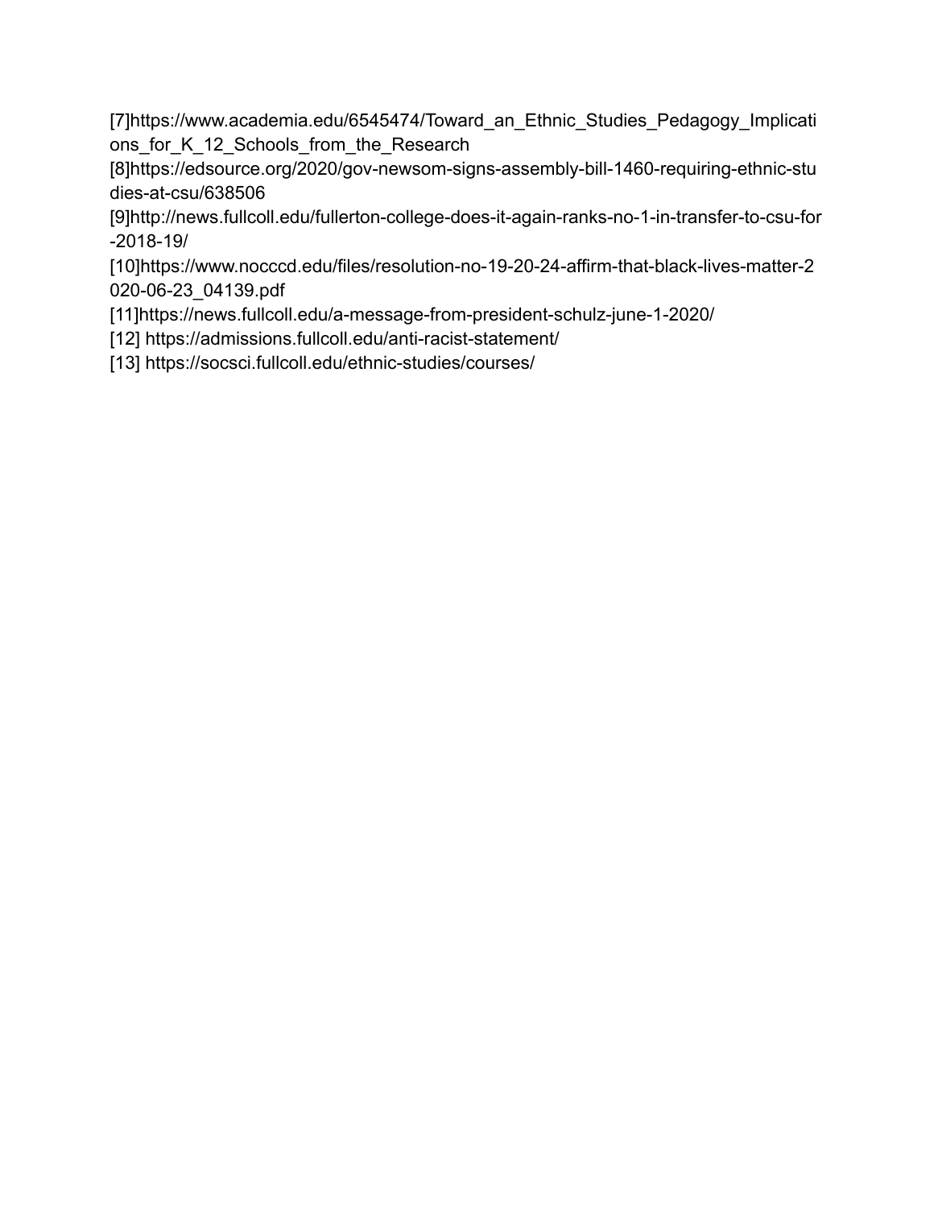[7]https://www.academia.edu/6545474/Toward_an_Ethnic_Studies_Pedagogy_Implications_for_K_12_Schools_from_the_Research

[8]https://edsource.org/2020/gov-newsom-signs-assembly-bill-1460-requiring-ethnic-studies-at-csu/638506

[9]http://news.fullcoll.edu/fullerton-college-does-it-again-ranks-no-1-in-transfer-to-csu-for-2018-19/

[10]https://www.nocccd.edu/files/resolution-no-19-20-24-affirm-that-black-lives-matter-2020-06-23_04139.pdf

[11]https://news.fullcoll.edu/a-message-from-president-schulz-june-1-2020/

[12] https://admissions.fullcoll.edu/anti-racist-statement/

[13] https://socsci.fullcoll.edu/ethnic-studies/courses/